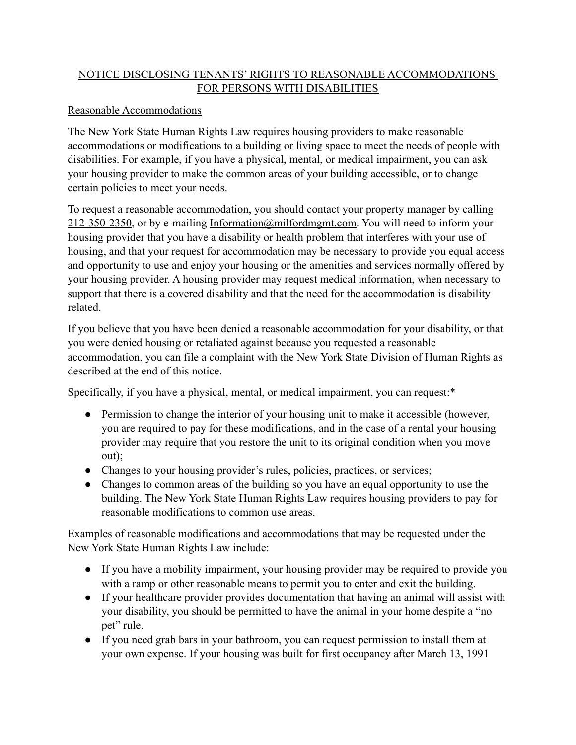# NOTICE DISCLOSING TENANTS' RIGHTS TO REASONABLE ACCOMMODATIONS FOR PERSONS WITH DISABILITIES

## Reasonable Accommodations

The New York State Human Rights Law requires housing providers to make reasonable accommodations or modifications to a building or living space to meet the needs of people with disabilities. For example, if you have a physical, mental, or medical impairment, you can ask your housing provider to make the common areas of your building accessible, or to change certain policies to meet your needs.

To request a reasonable accommodation, you should contact your property manager by calling 212-350-2350, or by e-mailing Information@milfordmgmt.com. You will need to inform your housing provider that you have a disability or health problem that interferes with your use of housing, and that your request for accommodation may be necessary to provide you equal access and opportunity to use and enjoy your housing or the amenities and services normally offered by your housing provider. A housing provider may request medical information, when necessary to support that there is a covered disability and that the need for the accommodation is disability related.

If you believe that you have been denied a reasonable accommodation for your disability, or that you were denied housing or retaliated against because you requested a reasonable accommodation, you can file a complaint with the New York State Division of Human Rights as described at the end of this notice.

Specifically, if you have a physical, mental, or medical impairment, you can request:*

- Permission to change the interior of your housing unit to make it accessible (however, you are required to pay for these modifications, and in the case of a rental your housing provider may require that you restore the unit to its original condition when you move out);
- Changes to your housing provider's rules, policies, practices, or services;
- Changes to common areas of the building so you have an equal opportunity to use the building. The New York State Human Rights Law requires housing providers to pay for reasonable modifications to common use areas.

Examples of reasonable modifications and accommodations that may be requested under the New York State Human Rights Law include:

- If you have a mobility impairment, your housing provider may be required to provide you with a ramp or other reasonable means to permit you to enter and exit the building.
- If your healthcare provider provides documentation that having an animal will assist with your disability, you should be permitted to have the animal in your home despite a "no pet" rule.
- If you need grab bars in your bathroom, you can request permission to install them at your own expense. If your housing was built for first occupancy after March 13, 1991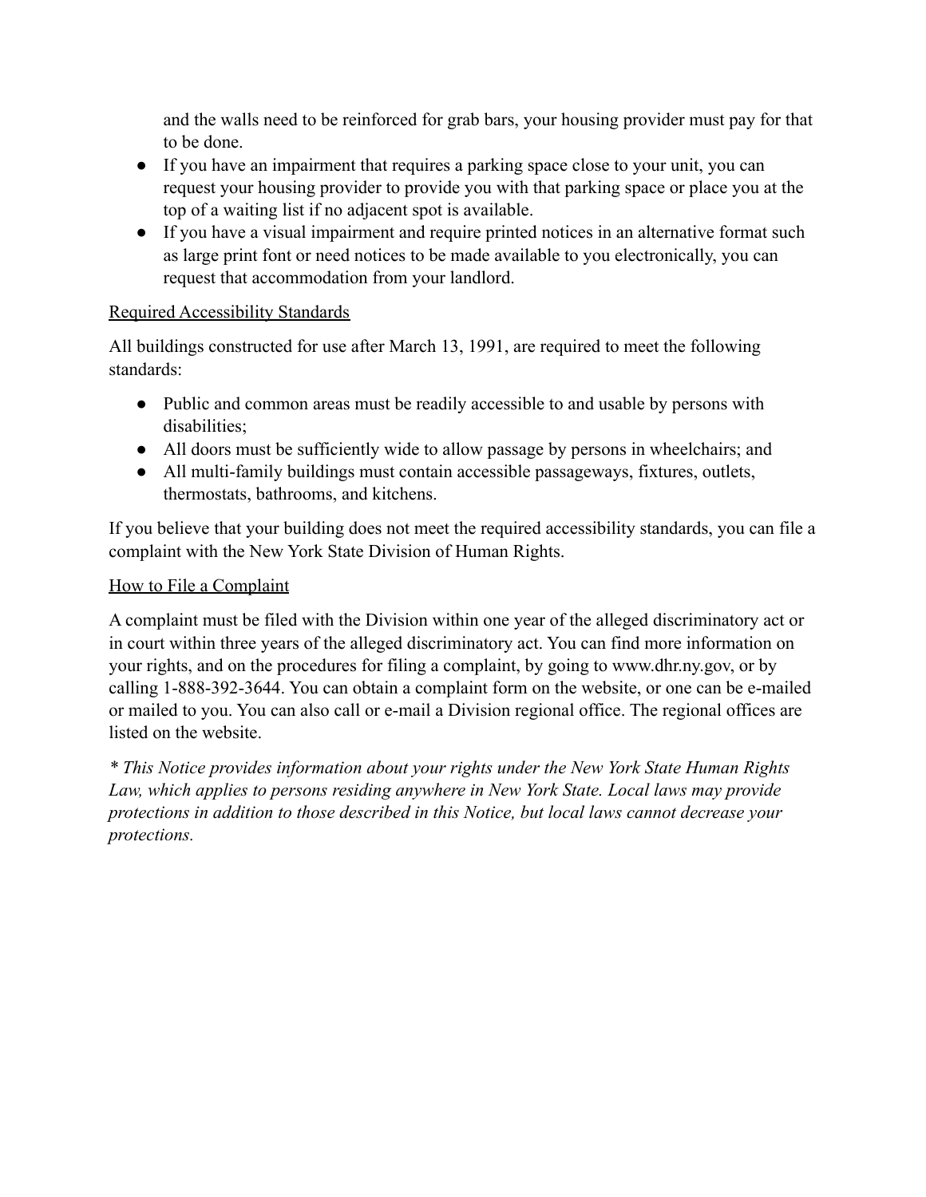and the walls need to be reinforced for grab bars, your housing provider must pay for that to be done.

- If you have an impairment that requires a parking space close to your unit, you can request your housing provider to provide you with that parking space or place you at the top of a waiting list if no adjacent spot is available.
- If you have a visual impairment and require printed notices in an alternative format such as large print font or need notices to be made available to you electronically, you can request that accommodation from your landlord.

<u>Required Accessibility Standards</u>

All buildings constructed for use after March 13, 1991, are required to meet the following standards:

- Public and common areas must be readily accessible to and usable by persons with disabilities;
- All doors must be sufficiently wide to allow passage by persons in wheelchairs; and
- All multi-family buildings must contain accessible passageways, fixtures, outlets, thermostats, bathrooms, and kitchens.

If you believe that your building does not meet the required accessibility standards, you can file a complaint with the New York State Division of Human Rights.

<u>How to File a Complaint</u>

A complaint must be filed with the Division within one year of the alleged discriminatory act or in court within three years of the alleged discriminatory act. You can find more information on your rights, and on the procedures for filing a complaint, by going to www.dhr.ny.gov, or by calling 1-888-392-3644. You can obtain a complaint form on the website, or one can be e-mailed or mailed to you. You can also call or e-mail a Division regional office. The regional offices are listed on the website.

*\* This Notice provides information about your rights under the New York State Human Rights Law, which applies to persons residing anywhere in New York State. Local laws may provide protections in addition to those described in this Notice, but local laws cannot decrease your protections.*